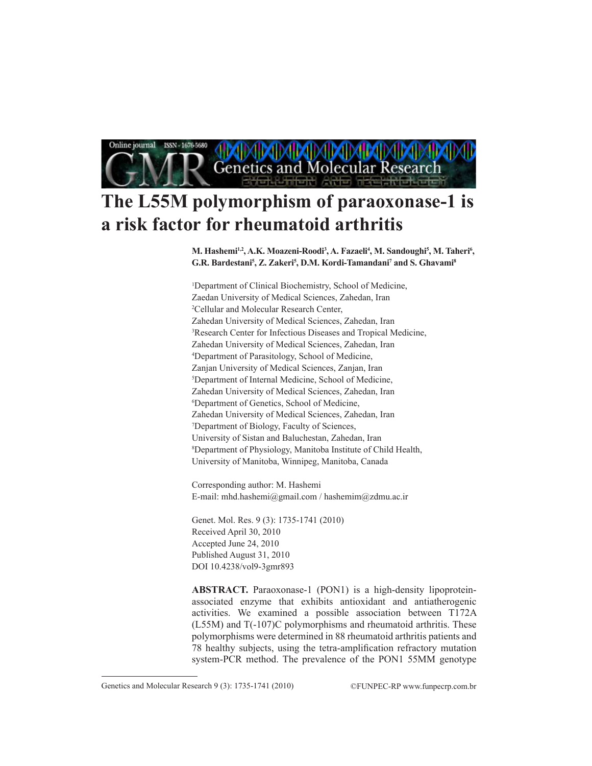# The L55M polymorphism of paraoxonase-1 is a risk factor for rheumatoid arthritis

**M. Hashemi[1,2], A.K. Moazeni-Roodi[3], A. Fazaeli[4], M. Sandoughi[5], M. Taheri[6], G.R. Bardestani[5], Z. Zakeri[5], D.M. Kordi-Tamandani[7] and S. Ghavami[8]**

[1]Department of Clinical Biochemistry, School of Medicine, Zaedan University of Medical Sciences, Zahedan, Iran
[2]Cellular and Molecular Research Center, Zahedan University of Medical Sciences, Zahedan, Iran
[3]Research Center for Infectious Diseases and Tropical Medicine, Zahedan University of Medical Sciences, Zahedan, Iran
[4]Department of Parasitology, School of Medicine, Zanjan University of Medical Sciences, Zanjan, Iran
[5]Department of Internal Medicine, School of Medicine, Zahedan University of Medical Sciences, Zahedan, Iran
[6]Department of Genetics, School of Medicine, Zahedan University of Medical Sciences, Zahedan, Iran
[7]Department of Biology, Faculty of Sciences, University of Sistan and Baluchestan, Zahedan, Iran
[8]Department of Physiology, Manitoba Institute of Child Health, University of Manitoba, Winnipeg, Manitoba, Canada

Corresponding author: M. Hashemi
E-mail: mhd.hashemi@gmail.com / hashemim@zdmu.ac.ir

Genet. Mol. Res. 9 (3): 1735-1741 (2010)
Received April 30, 2010
Accepted June 24, 2010
Published August 31, 2010
DOI 10.4238/vol9-3gmr893

**ABSTRACT.** Paraoxonase-1 (PON1) is a high-density lipoprotein-associated enzyme that exhibits antioxidant and antiatherogenic activities. We examined a possible association between T172A (L55M) and T(-107)C polymorphisms and rheumatoid arthritis. These polymorphisms were determined in 88 rheumatoid arthritis patients and 78 healthy subjects, using the tetra-amplification refractory mutation system-PCR method. The prevalence of the PON1 55MM genotype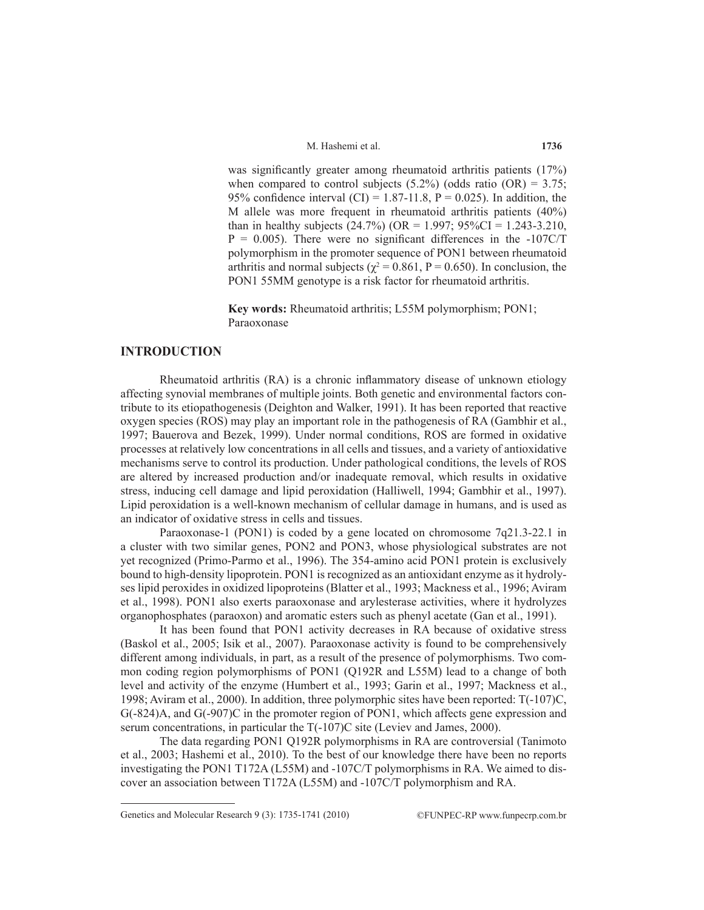was significantly greater among rheumatoid arthritis patients (17%) when compared to control subjects (5.2%) (odds ratio (OR) = 3.75; 95% confidence interval (CI) = 1.87-11.8, P = 0.025). In addition, the M allele was more frequent in rheumatoid arthritis patients (40%) than in healthy subjects (24.7%) (OR = 1.997; 95%CI = 1.243-3.210, P = 0.005). There were no significant differences in the -107C/T polymorphism in the promoter sequence of PON1 between rheumatoid arthritis and normal subjects ($\chi^2$ = 0.861, P = 0.650). In conclusion, the PON1 55MM genotype is a risk factor for rheumatoid arthritis.

**Key words:** Rheumatoid arthritis; L55M polymorphism; PON1; Paraoxonase

## INTRODUCTION

Rheumatoid arthritis (RA) is a chronic inflammatory disease of unknown etiology affecting synovial membranes of multiple joints. Both genetic and environmental factors contribute to its etiopathogenesis (Deighton and Walker, 1991). It has been reported that reactive oxygen species (ROS) may play an important role in the pathogenesis of RA (Gambhir et al., 1997; Bauerova and Bezek, 1999). Under normal conditions, ROS are formed in oxidative processes at relatively low concentrations in all cells and tissues, and a variety of antioxidative mechanisms serve to control its production. Under pathological conditions, the levels of ROS are altered by increased production and/or inadequate removal, which results in oxidative stress, inducing cell damage and lipid peroxidation (Halliwell, 1994; Gambhir et al., 1997). Lipid peroxidation is a well-known mechanism of cellular damage in humans, and is used as an indicator of oxidative stress in cells and tissues.

Paraoxonase-1 (PON1) is coded by a gene located on chromosome 7q21.3-22.1 in a cluster with two similar genes, PON2 and PON3, whose physiological substrates are not yet recognized (Primo-Parmo et al., 1996). The 354-amino acid PON1 protein is exclusively bound to high-density lipoprotein. PON1 is recognized as an antioxidant enzyme as it hydrolyses lipid peroxides in oxidized lipoproteins (Blatter et al., 1993; Mackness et al., 1996; Aviram et al., 1998). PON1 also exerts paraoxonase and arylesterase activities, where it hydrolyzes organophosphates (paraoxon) and aromatic esters such as phenyl acetate (Gan et al., 1991).

It has been found that PON1 activity decreases in RA because of oxidative stress (Baskol et al., 2005; Isik et al., 2007). Paraoxonase activity is found to be comprehensively different among individuals, in part, as a result of the presence of polymorphisms. Two common coding region polymorphisms of PON1 (Q192R and L55M) lead to a change of both level and activity of the enzyme (Humbert et al., 1993; Garin et al., 1997; Mackness et al., 1998; Aviram et al., 2000). In addition, three polymorphic sites have been reported: T(-107)C, G(-824)A, and G(-907)C in the promoter region of PON1, which affects gene expression and serum concentrations, in particular the T(-107)C site (Leviev and James, 2000).

The data regarding PON1 Q192R polymorphisms in RA are controversial (Tanimoto et al., 2003; Hashemi et al., 2010). To the best of our knowledge there have been no reports investigating the PON1 T172A (L55M) and -107C/T polymorphisms in RA. We aimed to discover an association between T172A (L55M) and -107C/T polymorphism and RA.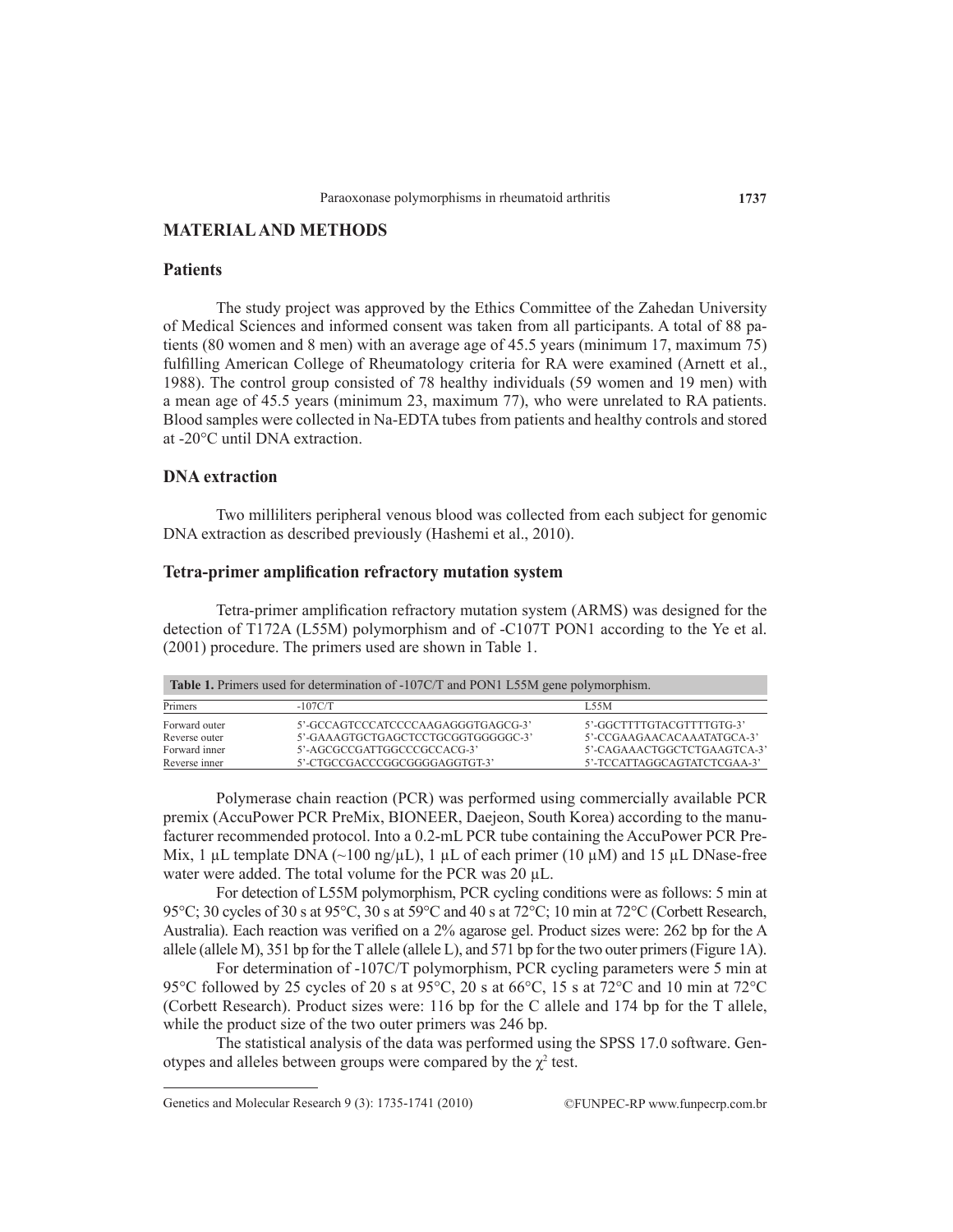## MATERIAL AND METHODS

### Patients

The study project was approved by the Ethics Committee of the Zahedan University of Medical Sciences and informed consent was taken from all participants. A total of 88 patients (80 women and 8 men) with an average age of 45.5 years (minimum 17, maximum 75) fulfilling American College of Rheumatology criteria for RA were examined (Arnett et al., 1988). The control group consisted of 78 healthy individuals (59 women and 19 men) with a mean age of 45.5 years (minimum 23, maximum 77), who were unrelated to RA patients. Blood samples were collected in Na-EDTA tubes from patients and healthy controls and stored at -20°C until DNA extraction.

### DNA extraction

Two milliliters peripheral venous blood was collected from each subject for genomic DNA extraction as described previously (Hashemi et al., 2010).

### Tetra-primer amplification refractory mutation system

Tetra-primer amplification refractory mutation system (ARMS) was designed for the detection of T172A (L55M) polymorphism and of -C107T PON1 according to the Ye et al. (2001) procedure. The primers used are shown in Table 1.

**Table 1.** Primers used for determination of -107C/T and PON1 L55M gene polymorphism.

| Primers | -107C/T | L55M |
|---|---|---|
| Forward outer | 5'-GCCAGTCCCATCCCCAAGAGGGTGAGCG-3' | 5'-GGCTTTTGTACGTTTTGTG-3' |
| Reverse outer | 5'-GAAAGTGCTGAGCTCCTGCGGTGGGGC-3' | 5'-CCGAAGAACACAAATATGCA-3' |
| Forward inner | 5'-AGCGCCGATTGGCCCGCCACG-3' | 5'-CAGAAACTGGCTCTGAAGTCA-3' |
| Reverse inner | 5'-CTGCCGACCCGGCGGGGAGGTGT-3' | 5'-TCCATTAGGCAGTATCTCGAA-3' |

Polymerase chain reaction (PCR) was performed using commercially available PCR premix (AccuPower PCR PreMix, BIONEER, Daejeon, South Korea) according to the manufacturer recommended protocol. Into a 0.2-mL PCR tube containing the AccuPower PCR PreMix, 1 µL template DNA (~100 ng/µL), 1 µL of each primer (10 µM) and 15 µL DNase-free water were added. The total volume for the PCR was 20 µL.

For detection of L55M polymorphism, PCR cycling conditions were as follows: 5 min at 95°C; 30 cycles of 30 s at 95°C, 30 s at 59°C and 40 s at 72°C; 10 min at 72°C (Corbett Research, Australia). Each reaction was verified on a 2% agarose gel. Product sizes were: 262 bp for the A allele (allele M), 351 bp for the T allele (allele L), and 571 bp for the two outer primers (Figure 1A).

For determination of -107C/T polymorphism, PCR cycling parameters were 5 min at 95°C followed by 25 cycles of 20 s at 95°C, 20 s at 66°C, 15 s at 72°C and 10 min at 72°C (Corbett Research). Product sizes were: 116 bp for the C allele and 174 bp for the T allele, while the product size of the two outer primers was 246 bp.

The statistical analysis of the data was performed using the SPSS 17.0 software. Genotypes and alleles between groups were compared by the $\chi^2$ test.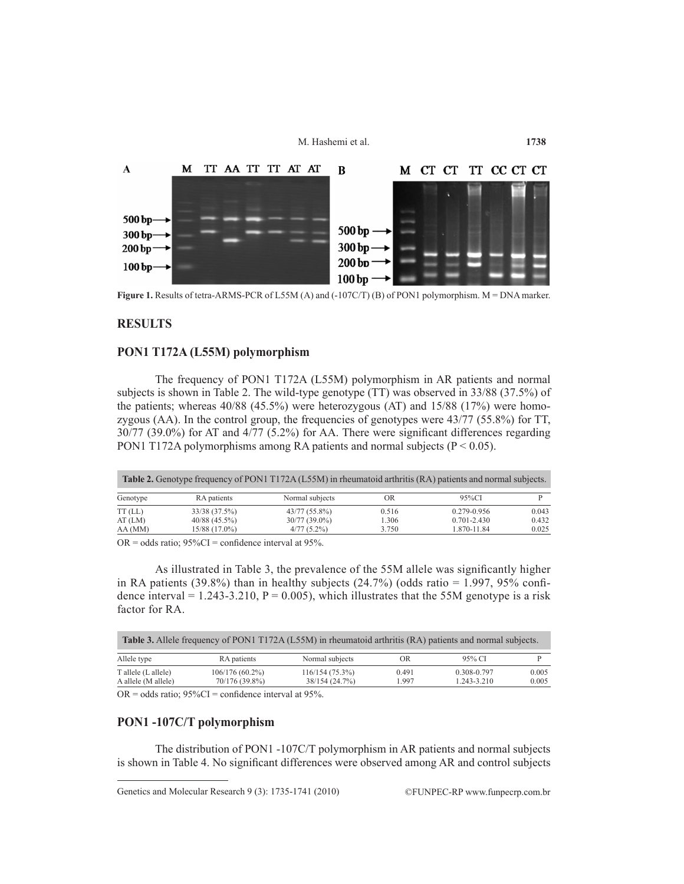**Figure 1.** Results of tetra-ARMS-PCR of L55M (A) and (-107C/T) (B) of PON1 polymorphism. M = DNA marker.

## RESULTS

### PON1 T172A (L55M) polymorphism

The frequency of PON1 T172A (L55M) polymorphism in AR patients and normal subjects is shown in Table 2. The wild-type genotype (TT) was observed in 33/88 (37.5%) of the patients; whereas 40/88 (45.5%) were heterozygous (AT) and 15/88 (17%) were homozygous (AA). In the control group, the frequencies of genotypes were 43/77 (55.8%) for TT, 30/77 (39.0%) for AT and 4/77 (5.2%) for AA. There were significant differences regarding PON1 T172A polymorphisms among RA patients and normal subjects (P < 0.05).

**Table 2.** Genotype frequency of PON1 T172A (L55M) in rheumatoid arthritis (RA) patients and normal subjects.

| Genotype | RA patients | Normal subjects | OR | 95%CI | P |
|---|---|---|---|---|---|
| TT (LL) | 33/38 (37.5%) | 43/77 (55.8%) | 0.516 | 0.279-0.956 | 0.043 |
| AT (LM) | 40/88 (45.5%) | 30/77 (39.0%) | 1.306 | 0.701-2.430 | 0.432 |
| AA (MM) | 15/88 (17.0%) | 4/77 (5.2%) | 3.750 | 1.870-11.84 | 0.025 |

OR = odds ratio; 95%CI = confidence interval at 95%.

As illustrated in Table 3, the prevalence of the 55M allele was significantly higher in RA patients (39.8%) than in healthy subjects (24.7%) (odds ratio = 1.997, 95% confidence interval = 1.243-3.210, P = 0.005), which illustrates that the 55M genotype is a risk factor for RA.

**Table 3.** Allele frequency of PON1 T172A (L55M) in rheumatoid arthritis (RA) patients and normal subjects.

| Allele type | RA patients | Normal subjects | OR | 95% CI | P |
|---|---|---|---|---|---|
| T allele (L allele) | 106/176 (60.2%) | 116/154 (75.3%) | 0.491 | 0.308-0.797 | 0.005 |
| A allele (M allele) | 70/176 (39.8%) | 38/154 (24.7%) | 1.997 | 1.243-3.210 | 0.005 |

OR = odds ratio; 95%CI = confidence interval at 95%.

### PON1 -107C/T polymorphism

The distribution of PON1 -107C/T polymorphism in AR patients and normal subjects is shown in Table 4. No significant differences were observed among AR and control subjects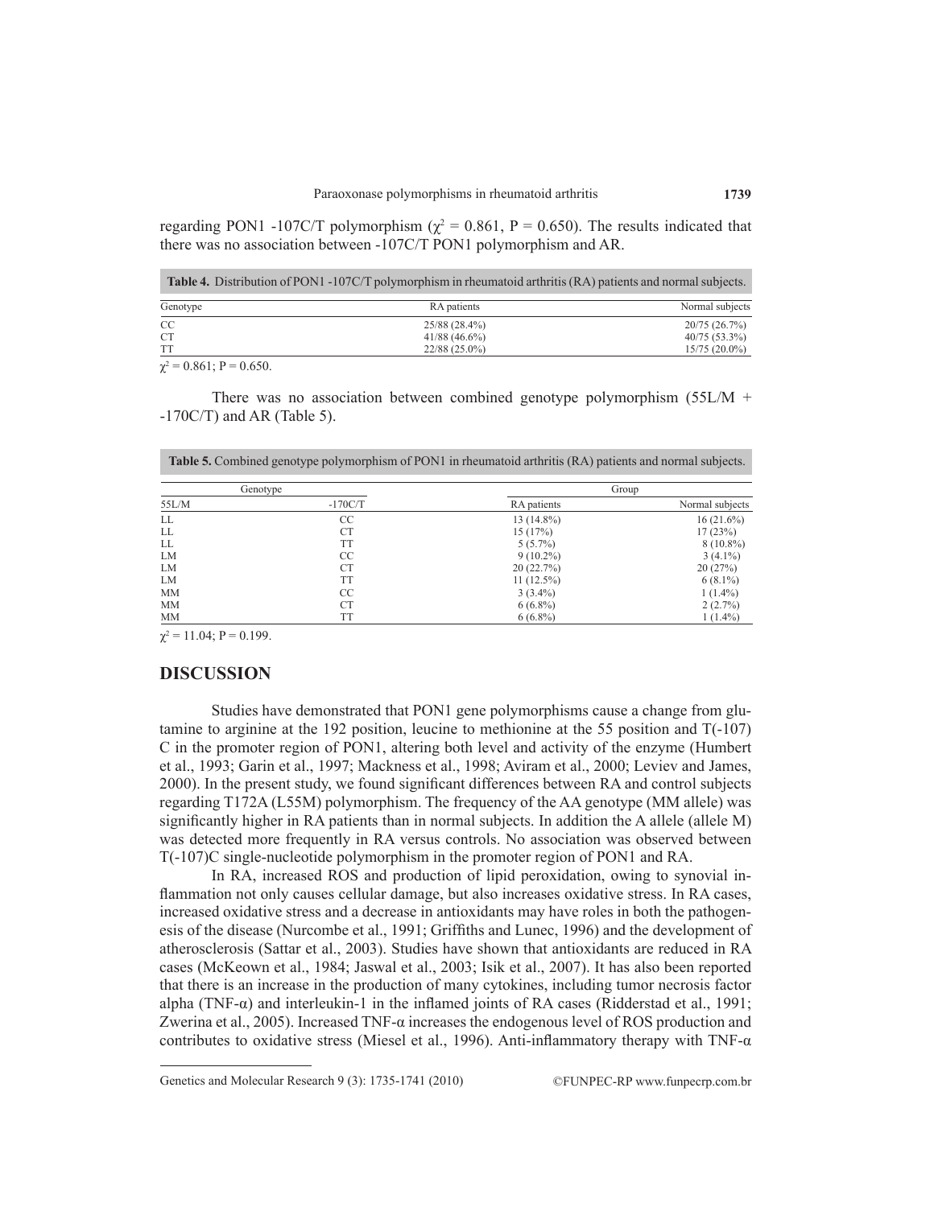regarding PON1 -107C/T polymorphism ($\chi^2$ = 0.861, P = 0.650). The results indicated that there was no association between -107C/T PON1 polymorphism and AR.

**Table 4.** Distribution of PON1 -107C/T polymorphism in rheumatoid arthritis (RA) patients and normal subjects.

| Genotype | RA patients | Normal subjects |
|---|---|---|
| CC | 25/88 (28.4%) | 20/75 (26.7%) |
| CT | 41/88 (46.6%) | 40/75 (53.3%) |
| TT | 22/88 (25.0%) | 15/75 (20.0%) |

$\chi^2$ = 0.861; P = 0.650.

There was no association between combined genotype polymorphism (55L/M + -170C/T) and AR (Table 5).

**Table 5.** Combined genotype polymorphism of PON1 in rheumatoid arthritis (RA) patients and normal subjects.

| Genotype | | Group | |
|---|---|---|---|
| 55L/M | -170C/T | RA patients | Normal subjects |
| LL | CC | 13 (14.8%) | 16 (21.6%) |
| LL | CT | 15 (17%) | 17 (23%) |
| LL | TT | 5 (5.7%) | 8 (10.8%) |
| LM | CC | 9 (10.2%) | 3 (4.1%) |
| LM | CT | 20 (22.7%) | 20 (27%) |
| LM | TT | 11 (12.5%) | 6 (8.1%) |
| MM | CC | 3 (3.4%) | 1 (1.4%) |
| MM | CT | 6 (6.8%) | 2 (2.7%) |
| MM | TT | 6 (6.8%) | 1 (1.4%) |

$\chi^2$ = 11.04; P = 0.199.

## DISCUSSION

Studies have demonstrated that PON1 gene polymorphisms cause a change from glutamine to arginine at the 192 position, leucine to methionine at the 55 position and T(-107) C in the promoter region of PON1, altering both level and activity of the enzyme (Humbert et al., 1993; Garin et al., 1997; Mackness et al., 1998; Aviram et al., 2000; Leviev and James, 2000). In the present study, we found significant differences between RA and control subjects regarding T172A (L55M) polymorphism. The frequency of the AA genotype (MM allele) was significantly higher in RA patients than in normal subjects. In addition the A allele (allele M) was detected more frequently in RA versus controls. No association was observed between T(-107)C single-nucleotide polymorphism in the promoter region of PON1 and RA.

In RA, increased ROS and production of lipid peroxidation, owing to synovial inflammation not only causes cellular damage, but also increases oxidative stress. In RA cases, increased oxidative stress and a decrease in antioxidants may have roles in both the pathogenesis of the disease (Nurcombe et al., 1991; Griffiths and Lunec, 1996) and the development of atherosclerosis (Sattar et al., 2003). Studies have shown that antioxidants are reduced in RA cases (McKeown et al., 1984; Jaswal et al., 2003; Isik et al., 2007). It has also been reported that there is an increase in the production of many cytokines, including tumor necrosis factor alpha (TNF-α) and interleukin-1 in the inflamed joints of RA cases (Ridderstad et al., 1991; Zwerina et al., 2005). Increased TNF-α increases the endogenous level of ROS production and contributes to oxidative stress (Miesel et al., 1996). Anti-inflammatory therapy with TNF-α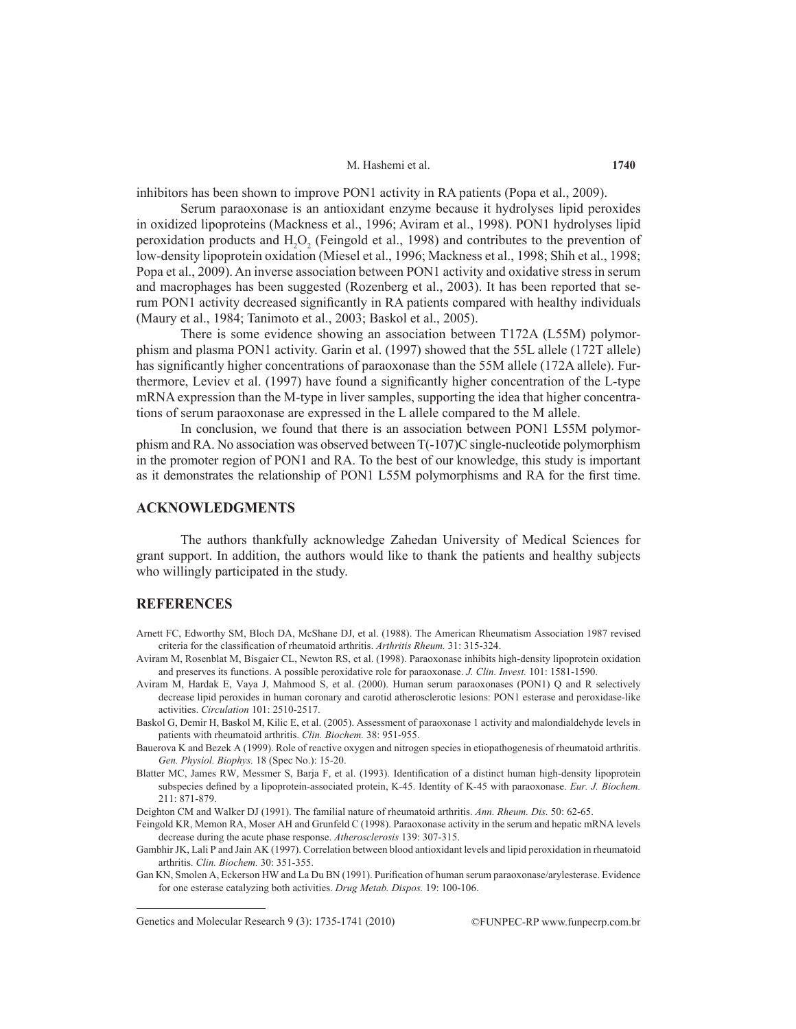inhibitors has been shown to improve PON1 activity in RA patients (Popa et al., 2009).

Serum paraoxonase is an antioxidant enzyme because it hydrolyses lipid peroxides in oxidized lipoproteins (Mackness et al., 1996; Aviram et al., 1998). PON1 hydrolyses lipid peroxidation products and $H_2O_2$ (Feingold et al., 1998) and contributes to the prevention of low-density lipoprotein oxidation (Miesel et al., 1996; Mackness et al., 1998; Shih et al., 1998; Popa et al., 2009). An inverse association between PON1 activity and oxidative stress in serum and macrophages has been suggested (Rozenberg et al., 2003). It has been reported that serum PON1 activity decreased significantly in RA patients compared with healthy individuals (Maury et al., 1984; Tanimoto et al., 2003; Baskol et al., 2005).

There is some evidence showing an association between T172A (L55M) polymorphism and plasma PON1 activity. Garin et al. (1997) showed that the 55L allele (172T allele) has significantly higher concentrations of paraoxonase than the 55M allele (172A allele). Furthermore, Leviev et al. (1997) have found a significantly higher concentration of the L-type mRNA expression than the M-type in liver samples, supporting the idea that higher concentrations of serum paraoxonase are expressed in the L allele compared to the M allele.

In conclusion, we found that there is an association between PON1 L55M polymorphism and RA. No association was observed between T(-107)C single-nucleotide polymorphism in the promoter region of PON1 and RA. To the best of our knowledge, this study is important as it demonstrates the relationship of PON1 L55M polymorphisms and RA for the first time.

## ACKNOWLEDGMENTS

The authors thankfully acknowledge Zahedan University of Medical Sciences for grant support. In addition, the authors would like to thank the patients and healthy subjects who willingly participated in the study.

## REFERENCES

Arnett FC, Edworthy SM, Bloch DA, McShane DJ, et al. (1988). The American Rheumatism Association 1987 revised criteria for the classification of rheumatoid arthritis. *Arthritis Rheum.* 31: 315-324.

Aviram M, Rosenblat M, Bisgaier CL, Newton RS, et al. (1998). Paraoxonase inhibits high-density lipoprotein oxidation and preserves its functions. A possible peroxidative role for paraoxonase. *J. Clin. Invest.* 101: 1581-1590.

Aviram M, Hardak E, Vaya J, Mahmood S, et al. (2000). Human serum paraoxonases (PON1) Q and R selectively decrease lipid peroxides in human coronary and carotid atherosclerotic lesions: PON1 esterase and peroxidase-like activities. *Circulation* 101: 2510-2517.

Baskol G, Demir H, Baskol M, Kilic E, et al. (2005). Assessment of paraoxonase 1 activity and malondialdehyde levels in patients with rheumatoid arthritis. *Clin. Biochem.* 38: 951-955.

Bauerova K and Bezek A (1999). Role of reactive oxygen and nitrogen species in etiopathogenesis of rheumatoid arthritis. *Gen. Physiol. Biophys.* 18 (Spec No.): 15-20.

Blatter MC, James RW, Messmer S, Barja F, et al. (1993). Identification of a distinct human high-density lipoprotein subspecies defined by a lipoprotein-associated protein, K-45. Identity of K-45 with paraoxonase. *Eur. J. Biochem.* 211: 871-879.

Deighton CM and Walker DJ (1991). The familial nature of rheumatoid arthritis. *Ann. Rheum. Dis.* 50: 62-65.

Feingold KR, Memon RA, Moser AH and Grunfeld C (1998). Paraoxonase activity in the serum and hepatic mRNA levels decrease during the acute phase response. *Atherosclerosis* 139: 307-315.

Gambhir JK, Lali P and Jain AK (1997). Correlation between blood antioxidant levels and lipid peroxidation in rheumatoid arthritis. *Clin. Biochem.* 30: 351-355.

Gan KN, Smolen A, Eckerson HW and La Du BN (1991). Purification of human serum paraoxonase/arylesterase. Evidence for one esterase catalyzing both activities. *Drug Metab. Dispos.* 19: 100-106.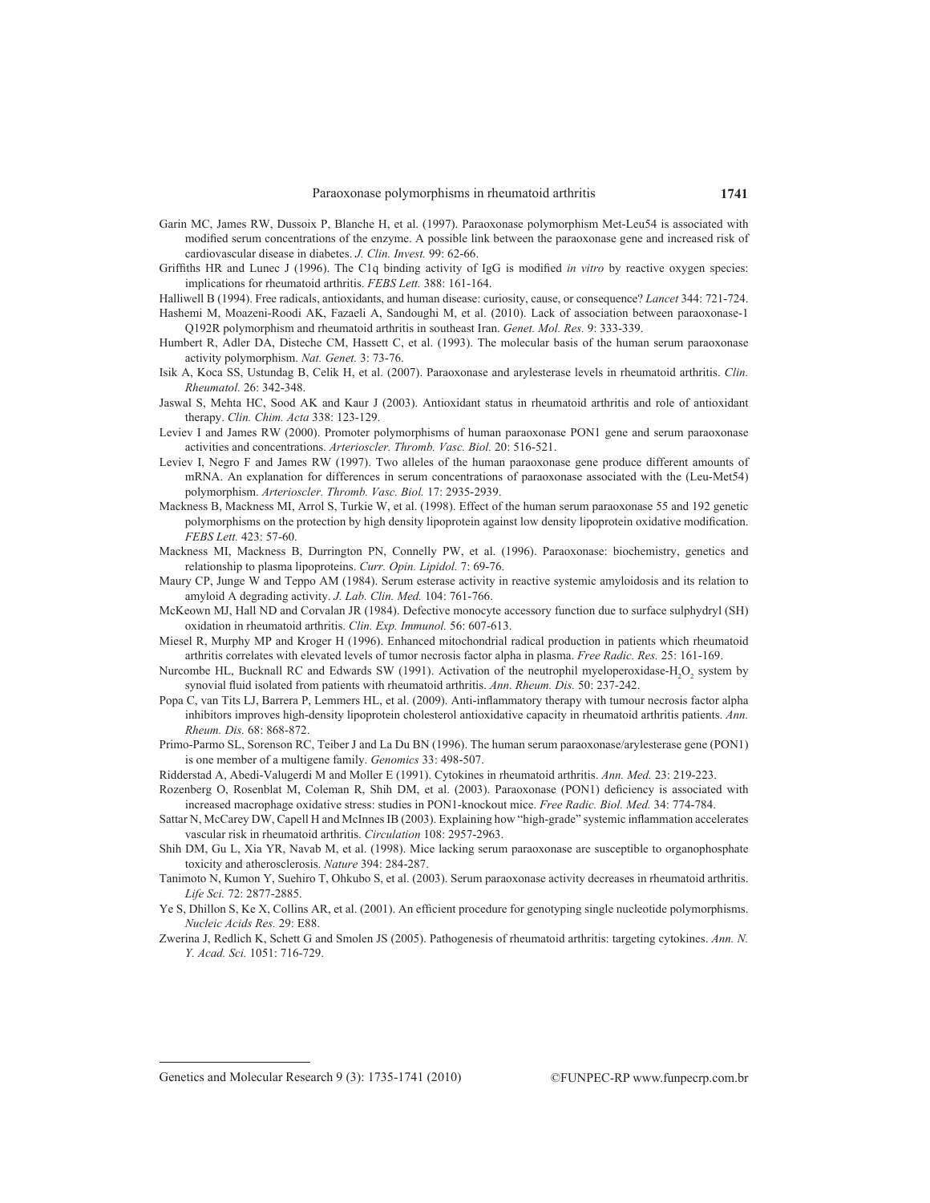Garin MC, James RW, Dussoix P, Blanche H, et al. (1997). Paraoxonase polymorphism Met-Leu54 is associated with modified serum concentrations of the enzyme. A possible link between the paraoxonase gene and increased risk of cardiovascular disease in diabetes. *J. Clin. Invest.* 99: 62-66.

Griffiths HR and Lunec J (1996). The C1q binding activity of IgG is modified *in vitro* by reactive oxygen species: implications for rheumatoid arthritis. *FEBS Lett.* 388: 161-164.

Halliwell B (1994). Free radicals, antioxidants, and human disease: curiosity, cause, or consequence? *Lancet* 344: 721-724.

Hashemi M, Moazeni-Roodi AK, Fazaeli A, Sandoughi M, et al. (2010). Lack of association between paraoxonase-1 Q192R polymorphism and rheumatoid arthritis in southeast Iran. *Genet. Mol. Res.* 9: 333-339.

Humbert R, Adler DA, Disteche CM, Hassett C, et al. (1993). The molecular basis of the human serum paraoxonase activity polymorphism. *Nat. Genet.* 3: 73-76.

Isik A, Koca SS, Ustundag B, Celik H, et al. (2007). Paraoxonase and arylesterase levels in rheumatoid arthritis. *Clin. Rheumatol.* 26: 342-348.

Jaswal S, Mehta HC, Sood AK and Kaur J (2003). Antioxidant status in rheumatoid arthritis and role of antioxidant therapy. *Clin. Chim. Acta* 338: 123-129.

Leviev I and James RW (2000). Promoter polymorphisms of human paraoxonase PON1 gene and serum paraoxonase activities and concentrations. *Arterioscler. Thromb. Vasc. Biol.* 20: 516-521.

Leviev I, Negro F and James RW (1997). Two alleles of the human paraoxonase gene produce different amounts of mRNA. An explanation for differences in serum concentrations of paraoxonase associated with the (Leu-Met54) polymorphism. *Arterioscler. Thromb. Vasc. Biol.* 17: 2935-2939.

Mackness B, Mackness MI, Arrol S, Turkie W, et al. (1998). Effect of the human serum paraoxonase 55 and 192 genetic polymorphisms on the protection by high density lipoprotein against low density lipoprotein oxidative modification. *FEBS Lett.* 423: 57-60.

Mackness MI, Mackness B, Durrington PN, Connelly PW, et al. (1996). Paraoxonase: biochemistry, genetics and relationship to plasma lipoproteins. *Curr. Opin. Lipidol.* 7: 69-76.

Maury CP, Junge W and Teppo AM (1984). Serum esterase activity in reactive systemic amyloidosis and its relation to amyloid A degrading activity. *J. Lab. Clin. Med.* 104: 761-766.

McKeown MJ, Hall ND and Corvalan JR (1984). Defective monocyte accessory function due to surface sulphydryl (SH) oxidation in rheumatoid arthritis. *Clin. Exp. Immunol.* 56: 607-613.

Miesel R, Murphy MP and Kroger H (1996). Enhanced mitochondrial radical production in patients which rheumatoid arthritis correlates with elevated levels of tumor necrosis factor alpha in plasma. *Free Radic. Res.* 25: 161-169.

Nurcombe HL, Bucknall RC and Edwards SW (1991). Activation of the neutrophil myeloperoxidase-$H_2O_2$ system by synovial fluid isolated from patients with rheumatoid arthritis. *Ann. Rheum. Dis.* 50: 237-242.

Popa C, van Tits LJ, Barrera P, Lemmers HL, et al. (2009). Anti-inflammatory therapy with tumour necrosis factor alpha inhibitors improves high-density lipoprotein cholesterol antioxidative capacity in rheumatoid arthritis patients. *Ann. Rheum. Dis.* 68: 868-872.

Primo-Parmo SL, Sorenson RC, Teiber J and La Du BN (1996). The human serum paraoxonase/arylesterase gene (PON1) is one member of a multigene family. *Genomics* 33: 498-507.

Ridderstad A, Abedi-Valugerdi M and Moller E (1991). Cytokines in rheumatoid arthritis. *Ann. Med.* 23: 219-223.

Rozenberg O, Rosenblat M, Coleman R, Shih DM, et al. (2003). Paraoxonase (PON1) deficiency is associated with increased macrophage oxidative stress: studies in PON1-knockout mice. *Free Radic. Biol. Med.* 34: 774-784.

Sattar N, McCarey DW, Capell H and McInnes IB (2003). Explaining how "high-grade" systemic inflammation accelerates vascular risk in rheumatoid arthritis. *Circulation* 108: 2957-2963.

Shih DM, Gu L, Xia YR, Navab M, et al. (1998). Mice lacking serum paraoxonase are susceptible to organophosphate toxicity and atherosclerosis. *Nature* 394: 284-287.

Tanimoto N, Kumon Y, Suehiro T, Ohkubo S, et al. (2003). Serum paraoxonase activity decreases in rheumatoid arthritis. *Life Sci.* 72: 2877-2885.

Ye S, Dhillon S, Ke X, Collins AR, et al. (2001). An efficient procedure for genotyping single nucleotide polymorphisms. *Nucleic Acids Res.* 29: E88.

Zwerina J, Redlich K, Schett G and Smolen JS (2005). Pathogenesis of rheumatoid arthritis: targeting cytokines. *Ann. N. Y. Acad. Sci.* 1051: 716-729.